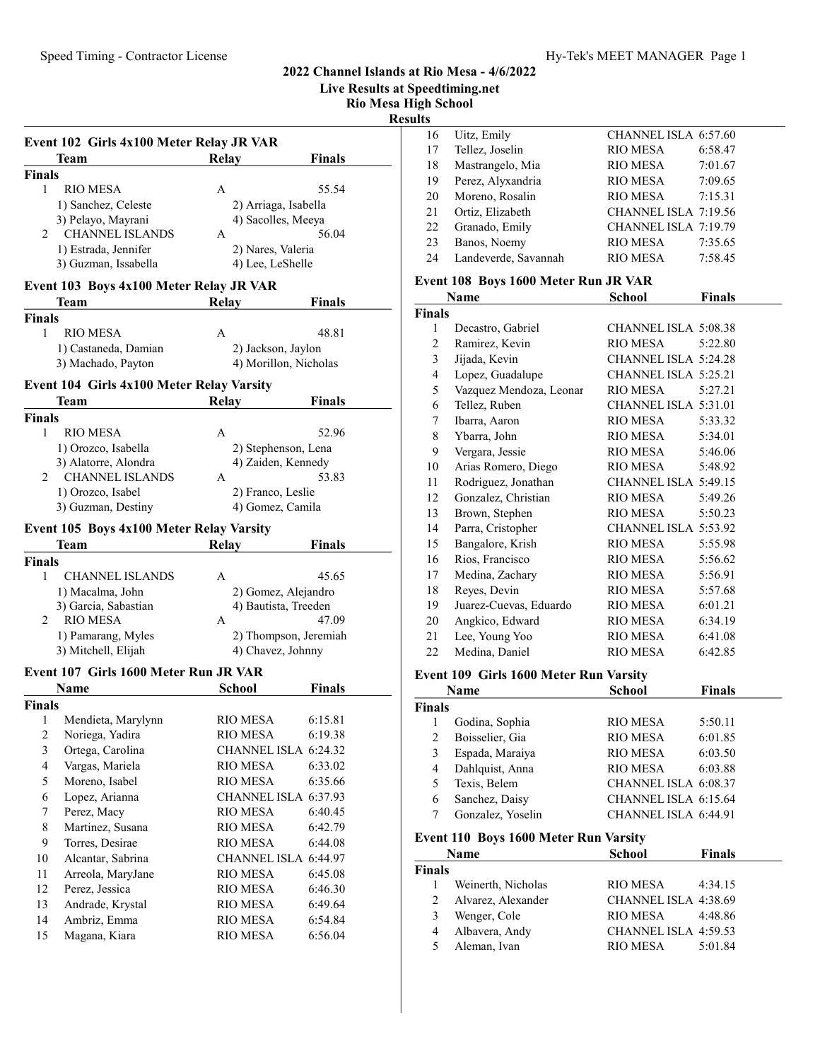# 2022 Channel Islands at Rio Mesa - 4/6/2022

**Live Results at Speedtiming.net**

**Rio Mesa High School**

**Results**

## Event 102 Girls 4x100 Meter Relay JR VAR

| | Team | Relay | Finals |
|---|---|---|---|
| **Finals** | | | |
| 1 | RIO MESA | A | 55.54 |
| | 1) Sanchez, Celeste | 2) Arriaga, Isabella | |
| | 3) Pelayo, Mayrani | 4) Sacolles, Meeya | |
| 2 | CHANNEL ISLANDS | A | 56.04 |
| | 1) Estrada, Jennifer | 2) Nares, Valeria | |
| | 3) Guzman, Issabella | 4) Lee, LeShelle | |

## Event 103 Boys 4x100 Meter Relay JR VAR

| | Team | Relay | Finals |
|---|---|---|---|
| **Finals** | | | |
| 1 | RIO MESA | A | 48.81 |
| | 1) Castaneda, Damian | 2) Jackson, Jaylon | |
| | 3) Machado, Payton | 4) Morillon, Nicholas | |

## Event 104 Girls 4x100 Meter Relay Varsity

| | Team | Relay | Finals |
|---|---|---|---|
| **Finals** | | | |
| 1 | RIO MESA | A | 52.96 |
| | 1) Orozco, Isabella | 2) Stephenson, Lena | |
| | 3) Alatorre, Alondra | 4) Zaiden, Kennedy | |
| 2 | CHANNEL ISLANDS | A | 53.83 |
| | 1) Orozco, Isabel | 2) Franco, Leslie | |
| | 3) Guzman, Destiny | 4) Gomez, Camila | |

## Event 105 Boys 4x100 Meter Relay Varsity

| | Team | Relay | Finals |
|---|---|---|---|
| **Finals** | | | |
| 1 | CHANNEL ISLANDS | A | 45.65 |
| | 1) Macalma, John | 2) Gomez, Alejandro | |
| | 3) Garcia, Sebastian | 4) Bautista, Treeden | |
| 2 | RIO MESA | A | 47.09 |
| | 1) Pamarang, Myles | 2) Thompson, Jeremiah | |
| | 3) Mitchell, Elijah | 4) Chavez, Johnny | |

## Event 107 Girls 1600 Meter Run JR VAR

| | Name | School | Finals |
|---|---|---|---|
| **Finals** | | | |
| 1 | Mendieta, Marylynn | RIO MESA | 6:15.81 |
| 2 | Noriega, Yadira | RIO MESA | 6:19.38 |
| 3 | Ortega, Carolina | CHANNEL ISLA | 6:24.32 |
| 4 | Vargas, Mariela | RIO MESA | 6:33.02 |
| 5 | Moreno, Isabel | RIO MESA | 6:35.66 |
| 6 | Lopez, Arianna | CHANNEL ISLA | 6:37.93 |
| 7 | Perez, Macy | RIO MESA | 6:40.45 |
| 8 | Martinez, Susana | RIO MESA | 6:42.79 |
| 9 | Torres, Desirae | RIO MESA | 6:44.08 |
| 10 | Alcantar, Sabrina | CHANNEL ISLA | 6:44.97 |
| 11 | Arreola, MaryJane | RIO MESA | 6:45.08 |
| 12 | Perez, Jessica | RIO MESA | 6:46.30 |
| 13 | Andrade, Krystal | RIO MESA | 6:49.64 |
| 14 | Ambriz, Emma | RIO MESA | 6:54.84 |
| 15 | Magana, Kiara | RIO MESA | 6:56.04 |
| 16 | Uitz, Emily | CHANNEL ISLA | 6:57.60 |
| 17 | Tellez, Joselin | RIO MESA | 6:58.47 |
| 18 | Mastrangelo, Mia | RIO MESA | 7:01.67 |
| 19 | Perez, Alyxandria | RIO MESA | 7:09.65 |
| 20 | Moreno, Rosalin | RIO MESA | 7:15.31 |
| 21 | Ortiz, Elizabeth | CHANNEL ISLA | 7:19.56 |
| 22 | Granado, Emily | CHANNEL ISLA | 7:19.79 |
| 23 | Banos, Noemy | RIO MESA | 7:35.65 |
| 24 | Landeverde, Savannah | RIO MESA | 7:58.45 |

## Event 108 Boys 1600 Meter Run JR VAR

| | Name | School | Finals |
|---|---|---|---|
| **Finals** | | | |
| 1 | Decastro, Gabriel | CHANNEL ISLA | 5:08.38 |
| 2 | Ramirez, Kevin | RIO MESA | 5:22.80 |
| 3 | Jijada, Kevin | CHANNEL ISLA | 5:24.28 |
| 4 | Lopez, Guadalupe | CHANNEL ISLA | 5:25.21 |
| 5 | Vazquez Mendoza, Leonar | RIO MESA | 5:27.21 |
| 6 | Tellez, Ruben | CHANNEL ISLA | 5:31.01 |
| 7 | Ibarra, Aaron | RIO MESA | 5:33.32 |
| 8 | Ybarra, John | RIO MESA | 5:34.01 |
| 9 | Vergara, Jessie | RIO MESA | 5:46.06 |
| 10 | Arias Romero, Diego | RIO MESA | 5:48.92 |
| 11 | Rodriguez, Jonathan | CHANNEL ISLA | 5:49.15 |
| 12 | Gonzalez, Christian | RIO MESA | 5:49.26 |
| 13 | Brown, Stephen | RIO MESA | 5:50.23 |
| 14 | Parra, Cristopher | CHANNEL ISLA | 5:53.92 |
| 15 | Bangalore, Krish | RIO MESA | 5:55.98 |
| 16 | Rios, Francisco | RIO MESA | 5:56.62 |
| 17 | Medina, Zachary | RIO MESA | 5:56.91 |
| 18 | Reyes, Devin | RIO MESA | 5:57.68 |
| 19 | Juarez-Cuevas, Eduardo | RIO MESA | 6:01.21 |
| 20 | Angkico, Edward | RIO MESA | 6:34.19 |
| 21 | Lee, Young Yoo | RIO MESA | 6:41.08 |
| 22 | Medina, Daniel | RIO MESA | 6:42.85 |

## Event 109 Girls 1600 Meter Run Varsity

| | Name | School | Finals |
|---|---|---|---|
| **Finals** | | | |
| 1 | Godina, Sophia | RIO MESA | 5:50.11 |
| 2 | Boisselier, Gia | RIO MESA | 6:01.85 |
| 3 | Espada, Maraiya | RIO MESA | 6:03.50 |
| 4 | Dahlquist, Anna | RIO MESA | 6:03.88 |
| 5 | Texis, Belem | CHANNEL ISLA | 6:08.37 |
| 6 | Sanchez, Daisy | CHANNEL ISLA | 6:15.64 |
| 7 | Gonzalez, Yoselin | CHANNEL ISLA | 6:44.91 |

## Event 110 Boys 1600 Meter Run Varsity

| | Name | School | Finals |
|---|---|---|---|
| **Finals** | | | |
| 1 | Weinerth, Nicholas | RIO MESA | 4:34.15 |
| 2 | Alvarez, Alexander | CHANNEL ISLA | 4:38.69 |
| 3 | Wenger, Cole | RIO MESA | 4:48.86 |
| 4 | Albavera, Andy | CHANNEL ISLA | 4:59.53 |
| 5 | Aleman, Ivan | RIO MESA | 5:01.84 |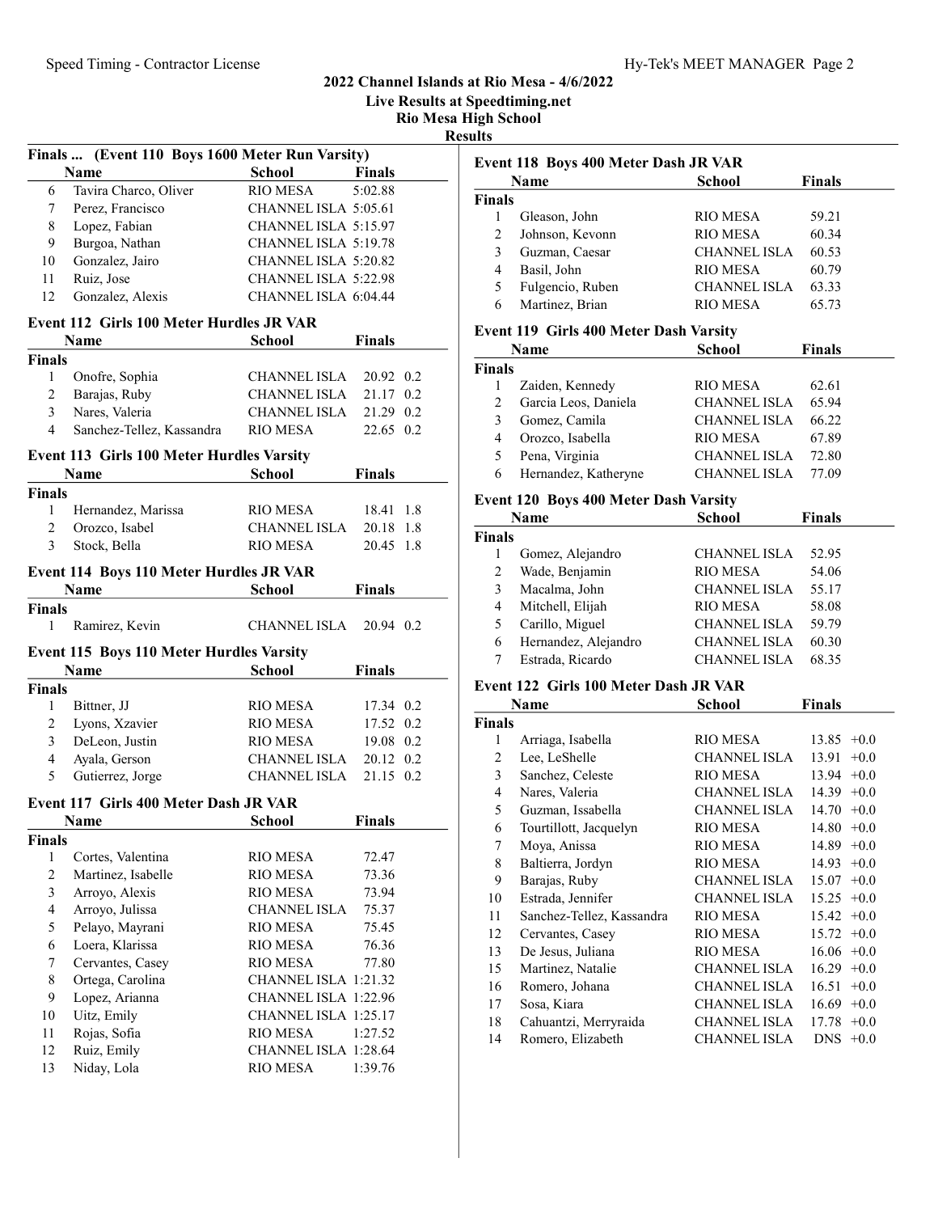## 2022 Channel Islands at Rio Mesa - 4/6/2022

**Live Results at Speedtiming.net**

**Rio Mesa High School**

**Results**

### Finals ... (Event 110 Boys 1600 Meter Run Varsity)

| | Name | School | Finals |
|---|---|---|---|
| 6 | Tavira Charco, Oliver | RIO MESA | 5:02.88 |
| 7 | Perez, Francisco | CHANNEL ISLA | 5:05.61 |
| 8 | Lopez, Fabian | CHANNEL ISLA | 5:15.97 |
| 9 | Burgoa, Nathan | CHANNEL ISLA | 5:19.78 |
| 10 | Gonzalez, Jairo | CHANNEL ISLA | 5:20.82 |
| 11 | Ruiz, Jose | CHANNEL ISLA | 5:22.98 |
| 12 | Gonzalez, Alexis | CHANNEL ISLA | 6:04.44 |

### Event 112 Girls 100 Meter Hurdles JR VAR

| | Name | School | Finals | |
|---|---|---|---|---|
| **Finals** | | | | |
| 1 | Onofre, Sophia | CHANNEL ISLA | 20.92 | 0.2 |
| 2 | Barajas, Ruby | CHANNEL ISLA | 21.17 | 0.2 |
| 3 | Nares, Valeria | CHANNEL ISLA | 21.29 | 0.2 |
| 4 | Sanchez-Tellez, Kassandra | RIO MESA | 22.65 | 0.2 |

### Event 113 Girls 100 Meter Hurdles Varsity

| | Name | School | Finals | |
|---|---|---|---|---|
| **Finals** | | | | |
| 1 | Hernandez, Marissa | RIO MESA | 18.41 | 1.8 |
| 2 | Orozco, Isabel | CHANNEL ISLA | 20.18 | 1.8 |
| 3 | Stock, Bella | RIO MESA | 20.45 | 1.8 |

### Event 114 Boys 110 Meter Hurdles JR VAR

| | Name | School | Finals | |
|---|---|---|---|---|
| **Finals** | | | | |
| 1 | Ramirez, Kevin | CHANNEL ISLA | 20.94 | 0.2 |

### Event 115 Boys 110 Meter Hurdles Varsity

| | Name | School | Finals | |
|---|---|---|---|---|
| **Finals** | | | | |
| 1 | Bittner, JJ | RIO MESA | 17.34 | 0.2 |
| 2 | Lyons, Xzavier | RIO MESA | 17.52 | 0.2 |
| 3 | DeLeon, Justin | RIO MESA | 19.08 | 0.2 |
| 4 | Ayala, Gerson | CHANNEL ISLA | 20.12 | 0.2 |
| 5 | Gutierrez, Jorge | CHANNEL ISLA | 21.15 | 0.2 |

### Event 117 Girls 400 Meter Dash JR VAR

| | Name | School | Finals |
|---|---|---|---|
| **Finals** | | | |
| 1 | Cortes, Valentina | RIO MESA | 72.47 |
| 2 | Martinez, Isabelle | RIO MESA | 73.36 |
| 3 | Arroyo, Alexis | RIO MESA | 73.94 |
| 4 | Arroyo, Julissa | CHANNEL ISLA | 75.37 |
| 5 | Pelayo, Mayrani | RIO MESA | 75.45 |
| 6 | Loera, Klarissa | RIO MESA | 76.36 |
| 7 | Cervantes, Casey | RIO MESA | 77.80 |
| 8 | Ortega, Carolina | CHANNEL ISLA | 1:21.32 |
| 9 | Lopez, Arianna | CHANNEL ISLA | 1:22.96 |
| 10 | Uitz, Emily | CHANNEL ISLA | 1:25.17 |
| 11 | Rojas, Sofia | RIO MESA | 1:27.52 |
| 12 | Ruiz, Emily | CHANNEL ISLA | 1:28.64 |
| 13 | Niday, Lola | RIO MESA | 1:39.76 |

### Event 118 Boys 400 Meter Dash JR VAR

| | Name | School | Finals |
|---|---|---|---|
| **Finals** | | | |
| 1 | Gleason, John | RIO MESA | 59.21 |
| 2 | Johnson, Kevonn | RIO MESA | 60.34 |
| 3 | Guzman, Caesar | CHANNEL ISLA | 60.53 |
| 4 | Basil, John | RIO MESA | 60.79 |
| 5 | Fulgencio, Ruben | CHANNEL ISLA | 63.33 |
| 6 | Martinez, Brian | RIO MESA | 65.73 |

### Event 119 Girls 400 Meter Dash Varsity

| | Name | School | Finals |
|---|---|---|---|
| **Finals** | | | |
| 1 | Zaiden, Kennedy | RIO MESA | 62.61 |
| 2 | Garcia Leos, Daniela | CHANNEL ISLA | 65.94 |
| 3 | Gomez, Camila | CHANNEL ISLA | 66.22 |
| 4 | Orozco, Isabella | RIO MESA | 67.89 |
| 5 | Pena, Virginia | CHANNEL ISLA | 72.80 |
| 6 | Hernandez, Katheryne | CHANNEL ISLA | 77.09 |

### Event 120 Boys 400 Meter Dash Varsity

| | Name | School | Finals |
|---|---|---|---|
| **Finals** | | | |
| 1 | Gomez, Alejandro | CHANNEL ISLA | 52.95 |
| 2 | Wade, Benjamin | RIO MESA | 54.06 |
| 3 | Macalma, John | CHANNEL ISLA | 55.17 |
| 4 | Mitchell, Elijah | RIO MESA | 58.08 |
| 5 | Carillo, Miguel | CHANNEL ISLA | 59.79 |
| 6 | Hernandez, Alejandro | CHANNEL ISLA | 60.30 |
| 7 | Estrada, Ricardo | CHANNEL ISLA | 68.35 |

### Event 122 Girls 100 Meter Dash JR VAR

| | Name | School | Finals | |
|---|---|---|---|---|
| **Finals** | | | | |
| 1 | Arriaga, Isabella | RIO MESA | 13.85 | +0.0 |
| 2 | Lee, LeShelle | CHANNEL ISLA | 13.91 | +0.0 |
| 3 | Sanchez, Celeste | RIO MESA | 13.94 | +0.0 |
| 4 | Nares, Valeria | CHANNEL ISLA | 14.39 | +0.0 |
| 5 | Guzman, Issabella | CHANNEL ISLA | 14.70 | +0.0 |
| 6 | Tourtillott, Jacquelyn | RIO MESA | 14.80 | +0.0 |
| 7 | Moya, Anissa | RIO MESA | 14.89 | +0.0 |
| 8 | Baltierra, Jordyn | RIO MESA | 14.93 | +0.0 |
| 9 | Barajas, Ruby | CHANNEL ISLA | 15.07 | +0.0 |
| 10 | Estrada, Jennifer | CHANNEL ISLA | 15.25 | +0.0 |
| 11 | Sanchez-Tellez, Kassandra | RIO MESA | 15.42 | +0.0 |
| 12 | Cervantes, Casey | RIO MESA | 15.72 | +0.0 |
| 13 | De Jesus, Juliana | RIO MESA | 16.06 | +0.0 |
| 15 | Martinez, Natalie | CHANNEL ISLA | 16.29 | +0.0 |
| 16 | Romero, Johana | CHANNEL ISLA | 16.51 | +0.0 |
| 17 | Sosa, Kiara | CHANNEL ISLA | 16.69 | +0.0 |
| 18 | Cahuantzi, Merryraida | CHANNEL ISLA | 17.78 | +0.0 |
| 14 | Romero, Elizabeth | CHANNEL ISLA | DNS | +0.0 |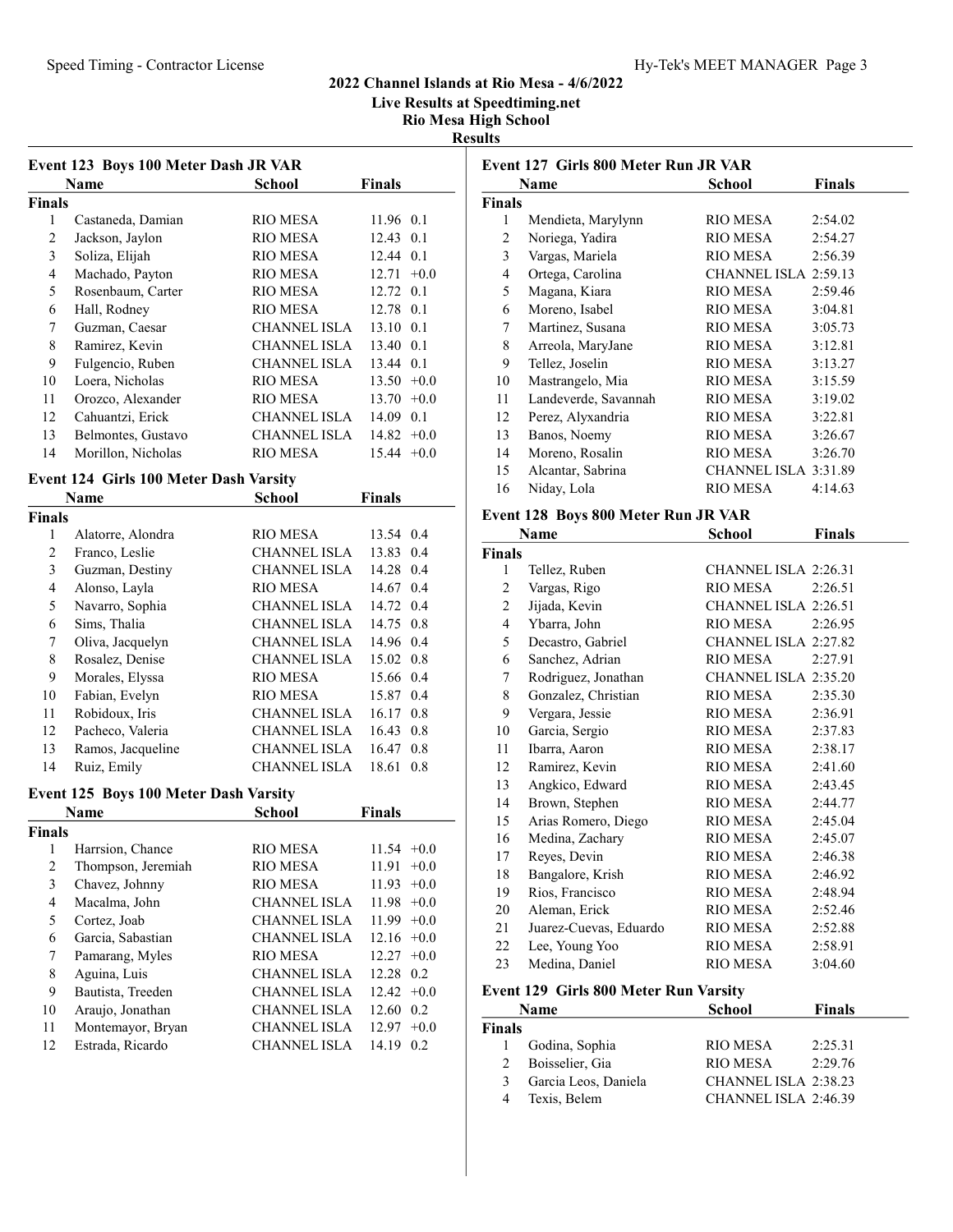## 2022 Channel Islands at Rio Mesa - 4/6/2022

**Live Results at Speedtiming.net**

**Rio Mesa High School**

**Results**

### Event 123 Boys 100 Meter Dash JR VAR

**Finals**

| | Name | School | Finals | Wind |
|---|---|---|---|---|
| 1 | Castaneda, Damian | RIO MESA | 11.96 | 0.1 |
| 2 | Jackson, Jaylon | RIO MESA | 12.43 | 0.1 |
| 3 | Soliza, Elijah | RIO MESA | 12.44 | 0.1 |
| 4 | Machado, Payton | RIO MESA | 12.71 | +0.0 |
| 5 | Rosenbaum, Carter | RIO MESA | 12.72 | 0.1 |
| 6 | Hall, Rodney | RIO MESA | 12.78 | 0.1 |
| 7 | Guzman, Caesar | CHANNEL ISLA | 13.10 | 0.1 |
| 8 | Ramirez, Kevin | CHANNEL ISLA | 13.40 | 0.1 |
| 9 | Fulgencio, Ruben | CHANNEL ISLA | 13.44 | 0.1 |
| 10 | Loera, Nicholas | RIO MESA | 13.50 | +0.0 |
| 11 | Orozco, Alexander | RIO MESA | 13.70 | +0.0 |
| 12 | Cahuantzi, Erick | CHANNEL ISLA | 14.09 | 0.1 |
| 13 | Belmontes, Gustavo | CHANNEL ISLA | 14.82 | +0.0 |
| 14 | Morillon, Nicholas | RIO MESA | 15.44 | +0.0 |

### Event 124 Girls 100 Meter Dash Varsity

**Finals**

| | Name | School | Finals | Wind |
|---|---|---|---|---|
| 1 | Alatorre, Alondra | RIO MESA | 13.54 | 0.4 |
| 2 | Franco, Leslie | CHANNEL ISLA | 13.83 | 0.4 |
| 3 | Guzman, Destiny | CHANNEL ISLA | 14.28 | 0.4 |
| 4 | Alonso, Layla | RIO MESA | 14.67 | 0.4 |
| 5 | Navarro, Sophia | CHANNEL ISLA | 14.72 | 0.4 |
| 6 | Sims, Thalia | CHANNEL ISLA | 14.75 | 0.8 |
| 7 | Oliva, Jacquelyn | CHANNEL ISLA | 14.96 | 0.4 |
| 8 | Rosalez, Denise | CHANNEL ISLA | 15.02 | 0.8 |
| 9 | Morales, Elyssa | RIO MESA | 15.66 | 0.4 |
| 10 | Fabian, Evelyn | RIO MESA | 15.87 | 0.4 |
| 11 | Robidoux, Iris | CHANNEL ISLA | 16.17 | 0.8 |
| 12 | Pacheco, Valeria | CHANNEL ISLA | 16.43 | 0.8 |
| 13 | Ramos, Jacqueline | CHANNEL ISLA | 16.47 | 0.8 |
| 14 | Ruiz, Emily | CHANNEL ISLA | 18.61 | 0.8 |

### Event 125 Boys 100 Meter Dash Varsity

**Finals**

| | Name | School | Finals | Wind |
|---|---|---|---|---|
| 1 | Harrsion, Chance | RIO MESA | 11.54 | +0.0 |
| 2 | Thompson, Jeremiah | RIO MESA | 11.91 | +0.0 |
| 3 | Chavez, Johnny | RIO MESA | 11.93 | +0.0 |
| 4 | Macalma, John | CHANNEL ISLA | 11.98 | +0.0 |
| 5 | Cortez, Joab | CHANNEL ISLA | 11.99 | +0.0 |
| 6 | Garcia, Sabastian | CHANNEL ISLA | 12.16 | +0.0 |
| 7 | Pamarang, Myles | RIO MESA | 12.27 | +0.0 |
| 8 | Aguina, Luis | CHANNEL ISLA | 12.28 | 0.2 |
| 9 | Bautista, Treeden | CHANNEL ISLA | 12.42 | +0.0 |
| 10 | Araujo, Jonathan | CHANNEL ISLA | 12.60 | 0.2 |
| 11 | Montemayor, Bryan | CHANNEL ISLA | 12.97 | +0.0 |
| 12 | Estrada, Ricardo | CHANNEL ISLA | 14.19 | 0.2 |

### Event 127 Girls 800 Meter Run JR VAR

**Finals**

| | Name | School | Finals |
|---|---|---|---|
| 1 | Mendieta, Marylynn | RIO MESA | 2:54.02 |
| 2 | Noriega, Yadira | RIO MESA | 2:54.27 |
| 3 | Vargas, Mariela | RIO MESA | 2:56.39 |
| 4 | Ortega, Carolina | CHANNEL ISLA | 2:59.13 |
| 5 | Magana, Kiara | RIO MESA | 2:59.46 |
| 6 | Moreno, Isabel | RIO MESA | 3:04.81 |
| 7 | Martinez, Susana | RIO MESA | 3:05.73 |
| 8 | Arreola, MaryJane | RIO MESA | 3:12.81 |
| 9 | Tellez, Joselin | RIO MESA | 3:13.27 |
| 10 | Mastrangelo, Mia | RIO MESA | 3:15.59 |
| 11 | Landeverde, Savannah | RIO MESA | 3:19.02 |
| 12 | Perez, Alyxandria | RIO MESA | 3:22.81 |
| 13 | Banos, Noemy | RIO MESA | 3:26.67 |
| 14 | Moreno, Rosalin | RIO MESA | 3:26.70 |
| 15 | Alcantar, Sabrina | CHANNEL ISLA | 3:31.89 |
| 16 | Niday, Lola | RIO MESA | 4:14.63 |

### Event 128 Boys 800 Meter Run JR VAR

**Finals**

| | Name | School | Finals |
|---|---|---|---|
| 1 | Tellez, Ruben | CHANNEL ISLA | 2:26.31 |
| 2 | Vargas, Rigo | RIO MESA | 2:26.51 |
| 2 | Jijada, Kevin | CHANNEL ISLA | 2:26.51 |
| 4 | Ybarra, John | RIO MESA | 2:26.95 |
| 5 | Decastro, Gabriel | CHANNEL ISLA | 2:27.82 |
| 6 | Sanchez, Adrian | RIO MESA | 2:27.91 |
| 7 | Rodriguez, Jonathan | CHANNEL ISLA | 2:35.20 |
| 8 | Gonzalez, Christian | RIO MESA | 2:35.30 |
| 9 | Vergara, Jessie | RIO MESA | 2:36.91 |
| 10 | Garcia, Sergio | RIO MESA | 2:37.83 |
| 11 | Ibarra, Aaron | RIO MESA | 2:38.17 |
| 12 | Ramirez, Kevin | RIO MESA | 2:41.60 |
| 13 | Angkico, Edward | RIO MESA | 2:43.45 |
| 14 | Brown, Stephen | RIO MESA | 2:44.77 |
| 15 | Arias Romero, Diego | RIO MESA | 2:45.04 |
| 16 | Medina, Zachary | RIO MESA | 2:45.07 |
| 17 | Reyes, Devin | RIO MESA | 2:46.38 |
| 18 | Bangalore, Krish | RIO MESA | 2:46.92 |
| 19 | Rios, Francisco | RIO MESA | 2:48.94 |
| 20 | Aleman, Erick | RIO MESA | 2:52.46 |
| 21 | Juarez-Cuevas, Eduardo | RIO MESA | 2:52.88 |
| 22 | Lee, Young Yoo | RIO MESA | 2:58.91 |
| 23 | Medina, Daniel | RIO MESA | 3:04.60 |

### Event 129 Girls 800 Meter Run Varsity

**Finals**

| | Name | School | Finals |
|---|---|---|---|
| 1 | Godina, Sophia | RIO MESA | 2:25.31 |
| 2 | Boisselier, Gia | RIO MESA | 2:29.76 |
| 3 | Garcia Leos, Daniela | CHANNEL ISLA | 2:38.23 |
| 4 | Texis, Belem | CHANNEL ISLA | 2:46.39 |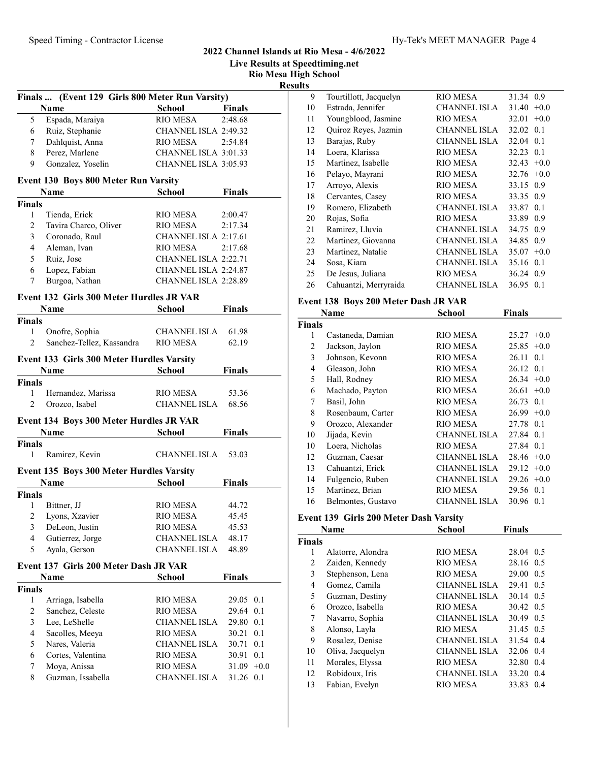## 2022 Channel Islands at Rio Mesa - 4/6/2022

**Live Results at Speedtiming.net**

**Rio Mesa High School**

**Results**

### Finals ... (Event 129 Girls 800 Meter Run Varsity)

| | Name | School | Finals |
|---|---|---|---|
| 5 | Espada, Maraiya | RIO MESA | 2:48.68 |
| 6 | Ruiz, Stephanie | CHANNEL ISLA | 2:49.32 |
| 7 | Dahlquist, Anna | RIO MESA | 2:54.84 |
| 8 | Perez, Marlene | CHANNEL ISLA | 3:01.33 |
| 9 | Gonzalez, Yoselin | CHANNEL ISLA | 3:05.93 |

### Event 130 Boys 800 Meter Run Varsity

| | Name | School | Finals |
|---|---|---|---|
| **Finals** | | | |
| 1 | Tienda, Erick | RIO MESA | 2:00.47 |
| 2 | Tavira Charco, Oliver | RIO MESA | 2:17.34 |
| 3 | Coronado, Raul | CHANNEL ISLA | 2:17.61 |
| 4 | Aleman, Ivan | RIO MESA | 2:17.68 |
| 5 | Ruiz, Jose | CHANNEL ISLA | 2:22.71 |
| 6 | Lopez, Fabian | CHANNEL ISLA | 2:24.87 |
| 7 | Burgoa, Nathan | CHANNEL ISLA | 2:28.89 |

### Event 132 Girls 300 Meter Hurdles JR VAR

| | Name | School | Finals |
|---|---|---|---|
| **Finals** | | | |
| 1 | Onofre, Sophia | CHANNEL ISLA | 61.98 |
| 2 | Sanchez-Tellez, Kassandra | RIO MESA | 62.19 |

### Event 133 Girls 300 Meter Hurdles Varsity

| | Name | School | Finals |
|---|---|---|---|
| **Finals** | | | |
| 1 | Hernandez, Marissa | RIO MESA | 53.36 |
| 2 | Orozco, Isabel | CHANNEL ISLA | 68.56 |

### Event 134 Boys 300 Meter Hurdles JR VAR

| | Name | School | Finals |
|---|---|---|---|
| **Finals** | | | |
| 1 | Ramirez, Kevin | CHANNEL ISLA | 53.03 |

### Event 135 Boys 300 Meter Hurdles Varsity

| | Name | School | Finals |
|---|---|---|---|
| **Finals** | | | |
| 1 | Bittner, JJ | RIO MESA | 44.72 |
| 2 | Lyons, Xzavier | RIO MESA | 45.45 |
| 3 | DeLeon, Justin | RIO MESA | 45.53 |
| 4 | Gutierrez, Jorge | CHANNEL ISLA | 48.17 |
| 5 | Ayala, Gerson | CHANNEL ISLA | 48.89 |

### Event 137 Girls 200 Meter Dash JR VAR

| | Name | School | Finals | |
|---|---|---|---|---|
| **Finals** | | | | |
| 1 | Arriaga, Isabella | RIO MESA | 29.05 | 0.1 |
| 2 | Sanchez, Celeste | RIO MESA | 29.64 | 0.1 |
| 3 | Lee, LeShelle | CHANNEL ISLA | 29.80 | 0.1 |
| 4 | Sacolles, Meeya | RIO MESA | 30.21 | 0.1 |
| 5 | Nares, Valeria | CHANNEL ISLA | 30.71 | 0.1 |
| 6 | Cortes, Valentina | RIO MESA | 30.91 | 0.1 |
| 7 | Moya, Anissa | RIO MESA | 31.09 | +0.0 |
| 8 | Guzman, Issabella | CHANNEL ISLA | 31.26 | 0.1 |
| 9 | Tourtillott, Jacquelyn | RIO MESA | 31.34 | 0.9 |
| 10 | Estrada, Jennifer | CHANNEL ISLA | 31.40 | +0.0 |
| 11 | Youngblood, Jasmine | RIO MESA | 32.01 | +0.0 |
| 12 | Quiroz Reyes, Jazmin | CHANNEL ISLA | 32.02 | 0.1 |
| 13 | Barajas, Ruby | CHANNEL ISLA | 32.04 | 0.1 |
| 14 | Loera, Klarissa | RIO MESA | 32.23 | 0.1 |
| 15 | Martinez, Isabelle | RIO MESA | 32.43 | +0.0 |
| 16 | Pelayo, Mayrani | RIO MESA | 32.76 | +0.0 |
| 17 | Arroyo, Alexis | RIO MESA | 33.15 | 0.9 |
| 18 | Cervantes, Casey | RIO MESA | 33.35 | 0.9 |
| 19 | Romero, Elizabeth | CHANNEL ISLA | 33.87 | 0.1 |
| 20 | Rojas, Sofia | RIO MESA | 33.89 | 0.9 |
| 21 | Ramirez, Lluvia | CHANNEL ISLA | 34.75 | 0.9 |
| 22 | Martinez, Giovanna | CHANNEL ISLA | 34.85 | 0.9 |
| 23 | Martinez, Natalie | CHANNEL ISLA | 35.07 | +0.0 |
| 24 | Sosa, Kiara | CHANNEL ISLA | 35.16 | 0.1 |
| 25 | De Jesus, Juliana | RIO MESA | 36.24 | 0.9 |
| 26 | Cahuantzi, Merryraida | CHANNEL ISLA | 36.95 | 0.1 |

### Event 138 Boys 200 Meter Dash JR VAR

| | Name | School | Finals | |
|---|---|---|---|---|
| **Finals** | | | | |
| 1 | Castaneda, Damian | RIO MESA | 25.27 | +0.0 |
| 2 | Jackson, Jaylon | RIO MESA | 25.85 | +0.0 |
| 3 | Johnson, Kevonn | RIO MESA | 26.11 | 0.1 |
| 4 | Gleason, John | RIO MESA | 26.12 | 0.1 |
| 5 | Hall, Rodney | RIO MESA | 26.34 | +0.0 |
| 6 | Machado, Payton | RIO MESA | 26.61 | +0.0 |
| 7 | Basil, John | RIO MESA | 26.73 | 0.1 |
| 8 | Rosenbaum, Carter | RIO MESA | 26.99 | +0.0 |
| 9 | Orozco, Alexander | RIO MESA | 27.78 | 0.1 |
| 10 | Jijada, Kevin | CHANNEL ISLA | 27.84 | 0.1 |
| 10 | Loera, Nicholas | RIO MESA | 27.84 | 0.1 |
| 12 | Guzman, Caesar | CHANNEL ISLA | 28.46 | +0.0 |
| 13 | Cahuantzi, Erick | CHANNEL ISLA | 29.12 | +0.0 |
| 14 | Fulgencio, Ruben | CHANNEL ISLA | 29.26 | +0.0 |
| 15 | Martinez, Brian | RIO MESA | 29.56 | 0.1 |
| 16 | Belmontes, Gustavo | CHANNEL ISLA | 30.96 | 0.1 |

### Event 139 Girls 200 Meter Dash Varsity

| | Name | School | Finals | |
|---|---|---|---|---|
| **Finals** | | | | |
| 1 | Alatorre, Alondra | RIO MESA | 28.04 | 0.5 |
| 2 | Zaiden, Kennedy | RIO MESA | 28.16 | 0.5 |
| 3 | Stephenson, Lena | RIO MESA | 29.00 | 0.5 |
| 4 | Gomez, Camila | CHANNEL ISLA | 29.41 | 0.5 |
| 5 | Guzman, Destiny | CHANNEL ISLA | 30.14 | 0.5 |
| 6 | Orozco, Isabella | RIO MESA | 30.42 | 0.5 |
| 7 | Navarro, Sophia | CHANNEL ISLA | 30.49 | 0.5 |
| 8 | Alonso, Layla | RIO MESA | 31.45 | 0.5 |
| 9 | Rosalez, Denise | CHANNEL ISLA | 31.54 | 0.4 |
| 10 | Oliva, Jacquelyn | CHANNEL ISLA | 32.06 | 0.4 |
| 11 | Morales, Elyssa | RIO MESA | 32.80 | 0.4 |
| 12 | Robidoux, Iris | CHANNEL ISLA | 33.20 | 0.4 |
| 13 | Fabian, Evelyn | RIO MESA | 33.83 | 0.4 |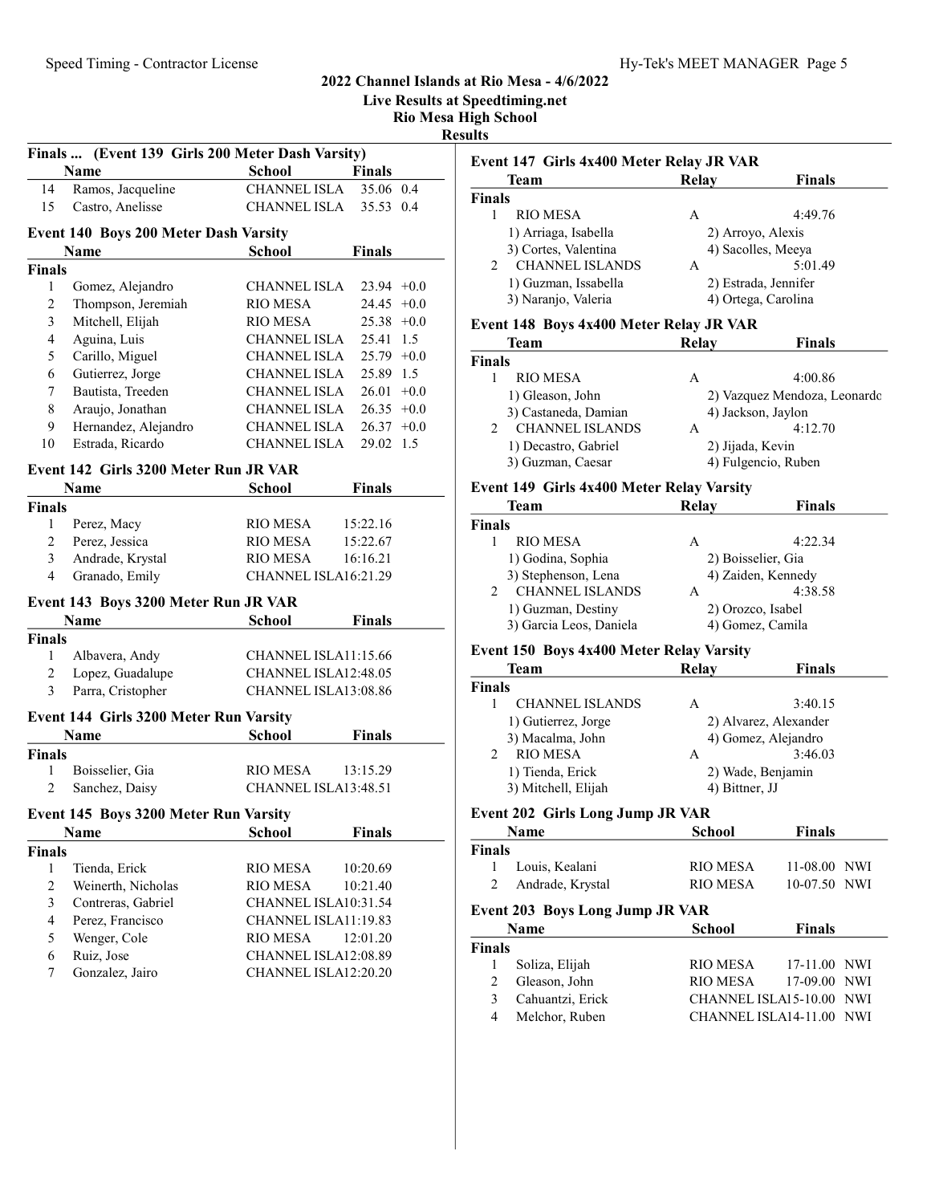## 2022 Channel Islands at Rio Mesa - 4/6/2022
### Live Results at Speedtiming.net
### Rio Mesa High School
### Results

**Finals ... (Event 139 Girls 200 Meter Dash Varsity)**

| | Name | School | Finals | |
|---|---|---|---|---|
| 14 | Ramos, Jacqueline | CHANNEL ISLA | 35.06 | 0.4 |
| 15 | Castro, Anelisse | CHANNEL ISLA | 35.53 | 0.4 |

**Event 140 Boys 200 Meter Dash Varsity**

| | Name | School | Finals | |
|---|---|---|---|---|
| **Finals** | | | | |
| 1 | Gomez, Alejandro | CHANNEL ISLA | 23.94 | +0.0 |
| 2 | Thompson, Jeremiah | RIO MESA | 24.45 | +0.0 |
| 3 | Mitchell, Elijah | RIO MESA | 25.38 | +0.0 |
| 4 | Aguina, Luis | CHANNEL ISLA | 25.41 | 1.5 |
| 5 | Carillo, Miguel | CHANNEL ISLA | 25.79 | +0.0 |
| 6 | Gutierrez, Jorge | CHANNEL ISLA | 25.89 | 1.5 |
| 7 | Bautista, Treeden | CHANNEL ISLA | 26.01 | +0.0 |
| 8 | Araujo, Jonathan | CHANNEL ISLA | 26.35 | +0.0 |
| 9 | Hernandez, Alejandro | CHANNEL ISLA | 26.37 | +0.0 |
| 10 | Estrada, Ricardo | CHANNEL ISLA | 29.02 | 1.5 |

**Event 142 Girls 3200 Meter Run JR VAR**

| | Name | School | Finals |
|---|---|---|---|
| **Finals** | | | |
| 1 | Perez, Macy | RIO MESA | 15:22.16 |
| 2 | Perez, Jessica | RIO MESA | 15:22.67 |
| 3 | Andrade, Krystal | RIO MESA | 16:16.21 |
| 4 | Granado, Emily | CHANNEL ISLA | 16:21.29 |

**Event 143 Boys 3200 Meter Run JR VAR**

| | Name | School | Finals |
|---|---|---|---|
| **Finals** | | | |
| 1 | Albavera, Andy | CHANNEL ISLA | 11:15.66 |
| 2 | Lopez, Guadalupe | CHANNEL ISLA | 12:48.05 |
| 3 | Parra, Cristopher | CHANNEL ISLA | 13:08.86 |

**Event 144 Girls 3200 Meter Run Varsity**

| | Name | School | Finals |
|---|---|---|---|
| **Finals** | | | |
| 1 | Boisselier, Gia | RIO MESA | 13:15.29 |
| 2 | Sanchez, Daisy | CHANNEL ISLA | 13:48.51 |

**Event 145 Boys 3200 Meter Run Varsity**

| | Name | School | Finals |
|---|---|---|---|
| **Finals** | | | |
| 1 | Tienda, Erick | RIO MESA | 10:20.69 |
| 2 | Weinerth, Nicholas | RIO MESA | 10:21.40 |
| 3 | Contreras, Gabriel | CHANNEL ISLA | 10:31.54 |
| 4 | Perez, Francisco | CHANNEL ISLA | 11:19.83 |
| 5 | Wenger, Cole | RIO MESA | 12:01.20 |
| 6 | Ruiz, Jose | CHANNEL ISLA | 12:08.89 |
| 7 | Gonzalez, Jairo | CHANNEL ISLA | 12:20.20 |

**Event 147 Girls 4x400 Meter Relay JR VAR**

| | Team | Relay | Finals |
|---|---|---|---|
| **Finals** | | | |
| 1 | RIO MESA | A | 4:49.76 |
| | 1) Arriaga, Isabella | 2) Arroyo, Alexis | |
| | 3) Cortes, Valentina | 4) Sacolles, Meeya | |
| 2 | CHANNEL ISLANDS | A | 5:01.49 |
| | 1) Guzman, Issabella | 2) Estrada, Jennifer | |
| | 3) Naranjo, Valeria | 4) Ortega, Carolina | |

**Event 148 Boys 4x400 Meter Relay JR VAR**

| | Team | Relay | Finals |
|---|---|---|---|
| **Finals** | | | |
| 1 | RIO MESA | A | 4:00.86 |
| | 1) Gleason, John | 2) Vazquez Mendoza, Leonardo | |
| | 3) Castaneda, Damian | 4) Jackson, Jaylon | |
| 2 | CHANNEL ISLANDS | A | 4:12.70 |
| | 1) Decastro, Gabriel | 2) Jijada, Kevin | |
| | 3) Guzman, Caesar | 4) Fulgencio, Ruben | |

**Event 149 Girls 4x400 Meter Relay Varsity**

| | Team | Relay | Finals |
|---|---|---|---|
| **Finals** | | | |
| 1 | RIO MESA | A | 4:22.34 |
| | 1) Godina, Sophia | 2) Boisselier, Gia | |
| | 3) Stephenson, Lena | 4) Zaiden, Kennedy | |
| 2 | CHANNEL ISLANDS | A | 4:38.58 |
| | 1) Guzman, Destiny | 2) Orozco, Isabel | |
| | 3) Garcia Leos, Daniela | 4) Gomez, Camila | |

**Event 150 Boys 4x400 Meter Relay Varsity**

| | Team | Relay | Finals |
|---|---|---|---|
| **Finals** | | | |
| 1 | CHANNEL ISLANDS | A | 3:40.15 |
| | 1) Gutierrez, Jorge | 2) Alvarez, Alexander | |
| | 3) Macalma, John | 4) Gomez, Alejandro | |
| 2 | RIO MESA | A | 3:46.03 |
| | 1) Tienda, Erick | 2) Wade, Benjamin | |
| | 3) Mitchell, Elijah | 4) Bittner, JJ | |

**Event 202 Girls Long Jump JR VAR**

| | Name | School | Finals | |
|---|---|---|---|---|
| **Finals** | | | | |
| 1 | Louis, Kealani | RIO MESA | 11-08.00 | NWI |
| 2 | Andrade, Krystal | RIO MESA | 10-07.50 | NWI |

**Event 203 Boys Long Jump JR VAR**

| | Name | School | Finals | |
|---|---|---|---|---|
| **Finals** | | | | |
| 1 | Soliza, Elijah | RIO MESA | 17-11.00 | NWI |
| 2 | Gleason, John | RIO MESA | 17-09.00 | NWI |
| 3 | Cahuantzi, Erick | CHANNEL ISLA | 15-10.00 | NWI |
| 4 | Melchor, Ruben | CHANNEL ISLA | 14-11.00 | NWI |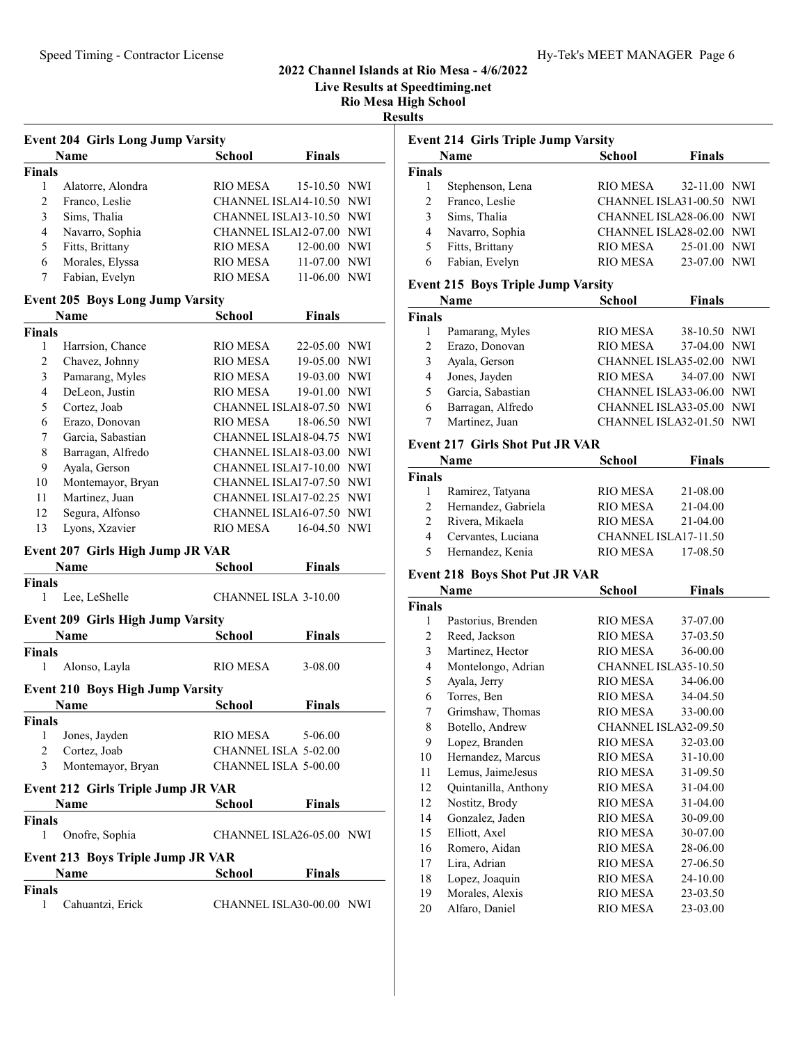## 2022 Channel Islands at Rio Mesa - 4/6/2022

**Live Results at Speedtiming.net**

**Rio Mesa High School**

**Results**

### Event 204 Girls Long Jump Varsity

| | Name | School | Finals | |
|---|---|---|---|---|
| **Finals** | | | | |
| 1 | Alatorre, Alondra | RIO MESA | 15-10.50 | NWI |
| 2 | Franco, Leslie | CHANNEL ISLA | 14-10.50 | NWI |
| 3 | Sims, Thalia | CHANNEL ISLA | 13-10.50 | NWI |
| 4 | Navarro, Sophia | CHANNEL ISLA | 12-07.00 | NWI |
| 5 | Fitts, Brittany | RIO MESA | 12-00.00 | NWI |
| 6 | Morales, Elyssa | RIO MESA | 11-07.00 | NWI |
| 7 | Fabian, Evelyn | RIO MESA | 11-06.00 | NWI |

### Event 205 Boys Long Jump Varsity

| | Name | School | Finals | |
|---|---|---|---|---|
| **Finals** | | | | |
| 1 | Harrsion, Chance | RIO MESA | 22-05.00 | NWI |
| 2 | Chavez, Johnny | RIO MESA | 19-05.00 | NWI |
| 3 | Pamarang, Myles | RIO MESA | 19-03.00 | NWI |
| 4 | DeLeon, Justin | RIO MESA | 19-01.00 | NWI |
| 5 | Cortez, Joab | CHANNEL ISLA | 18-07.50 | NWI |
| 6 | Erazo, Donovan | RIO MESA | 18-06.50 | NWI |
| 7 | Garcia, Sabastian | CHANNEL ISLA | 18-04.75 | NWI |
| 8 | Barragan, Alfredo | CHANNEL ISLA | 18-03.00 | NWI |
| 9 | Ayala, Gerson | CHANNEL ISLA | 17-10.00 | NWI |
| 10 | Montemayor, Bryan | CHANNEL ISLA | 17-07.50 | NWI |
| 11 | Martinez, Juan | CHANNEL ISLA | 17-02.25 | NWI |
| 12 | Segura, Alfonso | CHANNEL ISLA | 16-07.50 | NWI |
| 13 | Lyons, Xzavier | RIO MESA | 16-04.50 | NWI |

### Event 207 Girls High Jump JR VAR

| | Name | School | Finals |
|---|---|---|---|
| **Finals** | | | |
| 1 | Lee, LeShelle | CHANNEL ISLA | 3-10.00 |

### Event 209 Girls High Jump Varsity

| | Name | School | Finals |
|---|---|---|---|
| **Finals** | | | |
| 1 | Alonso, Layla | RIO MESA | 3-08.00 |

### Event 210 Boys High Jump Varsity

| | Name | School | Finals |
|---|---|---|---|
| **Finals** | | | |
| 1 | Jones, Jayden | RIO MESA | 5-06.00 |
| 2 | Cortez, Joab | CHANNEL ISLA | 5-02.00 |
| 3 | Montemayor, Bryan | CHANNEL ISLA | 5-00.00 |

### Event 212 Girls Triple Jump JR VAR

| | Name | School | Finals | |
|---|---|---|---|---|
| **Finals** | | | | |
| 1 | Onofre, Sophia | CHANNEL ISLA | 26-05.00 | NWI |

### Event 213 Boys Triple Jump JR VAR

| | Name | School | Finals | |
|---|---|---|---|---|
| **Finals** | | | | |
| 1 | Cahuantzi, Erick | CHANNEL ISLA | 30-00.00 | NWI |

### Event 214 Girls Triple Jump Varsity

| | Name | School | Finals | |
|---|---|---|---|---|
| **Finals** | | | | |
| 1 | Stephenson, Lena | RIO MESA | 32-11.00 | NWI |
| 2 | Franco, Leslie | CHANNEL ISLA | 31-00.50 | NWI |
| 3 | Sims, Thalia | CHANNEL ISLA | 28-06.00 | NWI |
| 4 | Navarro, Sophia | CHANNEL ISLA | 28-02.00 | NWI |
| 5 | Fitts, Brittany | RIO MESA | 25-01.00 | NWI |
| 6 | Fabian, Evelyn | RIO MESA | 23-07.00 | NWI |

### Event 215 Boys Triple Jump Varsity

| | Name | School | Finals | |
|---|---|---|---|---|
| **Finals** | | | | |
| 1 | Pamarang, Myles | RIO MESA | 38-10.50 | NWI |
| 2 | Erazo, Donovan | RIO MESA | 37-04.00 | NWI |
| 3 | Ayala, Gerson | CHANNEL ISLA | 35-02.00 | NWI |
| 4 | Jones, Jayden | RIO MESA | 34-07.00 | NWI |
| 5 | Garcia, Sabastian | CHANNEL ISLA | 33-06.00 | NWI |
| 6 | Barragan, Alfredo | CHANNEL ISLA | 33-05.00 | NWI |
| 7 | Martinez, Juan | CHANNEL ISLA | 32-01.50 | NWI |

### Event 217 Girls Shot Put JR VAR

| | Name | School | Finals |
|---|---|---|---|
| **Finals** | | | |
| 1 | Ramirez, Tatyana | RIO MESA | 21-08.00 |
| 2 | Hernandez, Gabriela | RIO MESA | 21-04.00 |
| 2 | Rivera, Mikaela | RIO MESA | 21-04.00 |
| 4 | Cervantes, Luciana | CHANNEL ISLA | 17-11.50 |
| 5 | Hernandez, Kenia | RIO MESA | 17-08.50 |

### Event 218 Boys Shot Put JR VAR

| | Name | School | Finals |
|---|---|---|---|
| **Finals** | | | |
| 1 | Pastorius, Brenden | RIO MESA | 37-07.00 |
| 2 | Reed, Jackson | RIO MESA | 37-03.50 |
| 3 | Martinez, Hector | RIO MESA | 36-00.00 |
| 4 | Montelongo, Adrian | CHANNEL ISLA | 35-10.50 |
| 5 | Ayala, Jerry | RIO MESA | 34-06.00 |
| 6 | Torres, Ben | RIO MESA | 34-04.50 |
| 7 | Grimshaw, Thomas | RIO MESA | 33-00.00 |
| 8 | Botello, Andrew | CHANNEL ISLA | 32-09.50 |
| 9 | Lopez, Branden | RIO MESA | 32-03.00 |
| 10 | Hernandez, Marcus | RIO MESA | 31-10.00 |
| 11 | Lemus, JaimeJesus | RIO MESA | 31-09.50 |
| 12 | Quintanilla, Anthony | RIO MESA | 31-04.00 |
| 12 | Nostitz, Brody | RIO MESA | 31-04.00 |
| 14 | Gonzalez, Jaden | RIO MESA | 30-09.00 |
| 15 | Elliott, Axel | RIO MESA | 30-07.00 |
| 16 | Romero, Aidan | RIO MESA | 28-06.00 |
| 17 | Lira, Adrian | RIO MESA | 27-06.50 |
| 18 | Lopez, Joaquin | RIO MESA | 24-10.00 |
| 19 | Morales, Alexis | RIO MESA | 23-03.50 |
| 20 | Alfaro, Daniel | RIO MESA | 23-03.00 |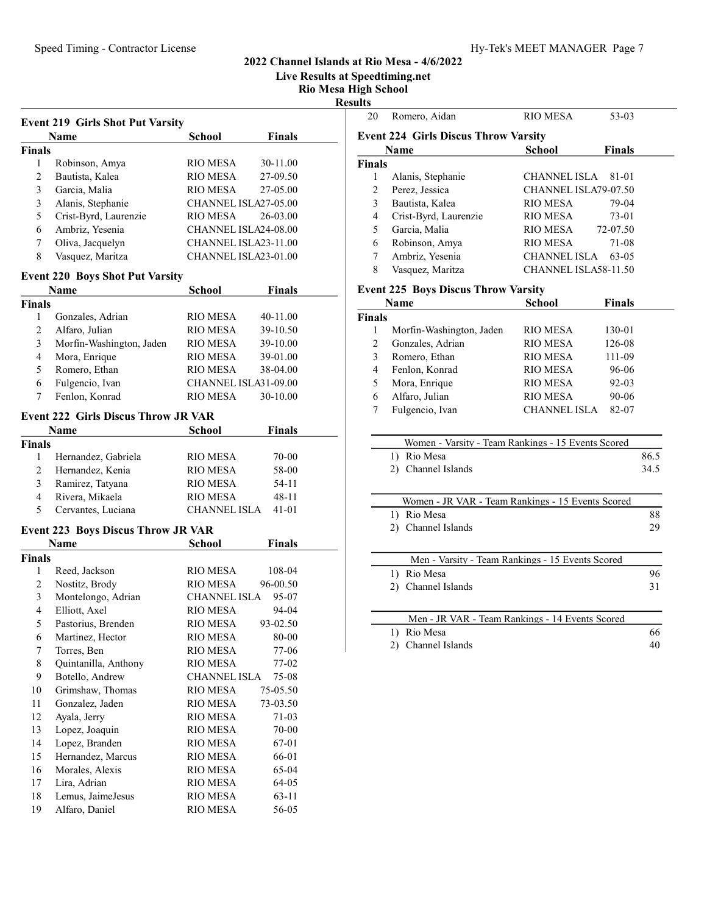## 2022 Channel Islands at Rio Mesa - 4/6/2022

**Live Results at Speedtiming.net**

**Rio Mesa High School**

**Results**

### Event 219 Girls Shot Put Varsity

| | Name | School | Finals |
|---|---|---|---|
| **Finals** | | | |
| 1 | Robinson, Amya | RIO MESA | 30-11.00 |
| 2 | Bautista, Kalea | RIO MESA | 27-09.50 |
| 3 | Garcia, Malia | RIO MESA | 27-05.00 |
| 3 | Alanis, Stephanie | CHANNEL ISLA | 27-05.00 |
| 5 | Crist-Byrd, Laurenzie | RIO MESA | 26-03.00 |
| 6 | Ambriz, Yesenia | CHANNEL ISLA | 24-08.00 |
| 7 | Oliva, Jacquelyn | CHANNEL ISLA | 23-11.00 |
| 8 | Vasquez, Maritza | CHANNEL ISLA | 23-01.00 |

### Event 220 Boys Shot Put Varsity

| | Name | School | Finals |
|---|---|---|---|
| **Finals** | | | |
| 1 | Gonzales, Adrian | RIO MESA | 40-11.00 |
| 2 | Alfaro, Julian | RIO MESA | 39-10.50 |
| 3 | Morfin-Washington, Jaden | RIO MESA | 39-10.00 |
| 4 | Mora, Enrique | RIO MESA | 39-01.00 |
| 5 | Romero, Ethan | RIO MESA | 38-04.00 |
| 6 | Fulgencio, Ivan | CHANNEL ISLA | 31-09.00 |
| 7 | Fenlon, Konrad | RIO MESA | 30-10.00 |

### Event 222 Girls Discus Throw JR VAR

| | Name | School | Finals |
|---|---|---|---|
| **Finals** | | | |
| 1 | Hernandez, Gabriela | RIO MESA | 70-00 |
| 2 | Hernandez, Kenia | RIO MESA | 58-00 |
| 3 | Ramirez, Tatyana | RIO MESA | 54-11 |
| 4 | Rivera, Mikaela | RIO MESA | 48-11 |
| 5 | Cervantes, Luciana | CHANNEL ISLA | 41-01 |

### Event 223 Boys Discus Throw JR VAR

| | Name | School | Finals |
|---|---|---|---|
| **Finals** | | | |
| 1 | Reed, Jackson | RIO MESA | 108-04 |
| 2 | Nostitz, Brody | RIO MESA | 96-00.50 |
| 3 | Montelongo, Adrian | CHANNEL ISLA | 95-07 |
| 4 | Elliott, Axel | RIO MESA | 94-04 |
| 5 | Pastorius, Brenden | RIO MESA | 93-02.50 |
| 6 | Martinez, Hector | RIO MESA | 80-00 |
| 7 | Torres, Ben | RIO MESA | 77-06 |
| 8 | Quintanilla, Anthony | RIO MESA | 77-02 |
| 9 | Botello, Andrew | CHANNEL ISLA | 75-08 |
| 10 | Grimshaw, Thomas | RIO MESA | 75-05.50 |
| 11 | Gonzalez, Jaden | RIO MESA | 73-03.50 |
| 12 | Ayala, Jerry | RIO MESA | 71-03 |
| 13 | Lopez, Joaquin | RIO MESA | 70-00 |
| 14 | Lopez, Branden | RIO MESA | 67-01 |
| 15 | Hernandez, Marcus | RIO MESA | 66-01 |
| 16 | Morales, Alexis | RIO MESA | 65-04 |
| 17 | Lira, Adrian | RIO MESA | 64-05 |
| 18 | Lemus, JaimeJesus | RIO MESA | 63-11 |
| 19 | Alfaro, Daniel | RIO MESA | 56-05 |
| 20 | Romero, Aidan | RIO MESA | 53-03 |

### Event 224 Girls Discus Throw Varsity

| | Name | School | Finals |
|---|---|---|---|
| **Finals** | | | |
| 1 | Alanis, Stephanie | CHANNEL ISLA | 81-01 |
| 2 | Perez, Jessica | CHANNEL ISLA | 79-07.50 |
| 3 | Bautista, Kalea | RIO MESA | 79-04 |
| 4 | Crist-Byrd, Laurenzie | RIO MESA | 73-01 |
| 5 | Garcia, Malia | RIO MESA | 72-07.50 |
| 6 | Robinson, Amya | RIO MESA | 71-08 |
| 7 | Ambriz, Yesenia | CHANNEL ISLA | 63-05 |
| 8 | Vasquez, Maritza | CHANNEL ISLA | 58-11.50 |

### Event 225 Boys Discus Throw Varsity

| | Name | School | Finals |
|---|---|---|---|
| **Finals** | | | |
| 1 | Morfin-Washington, Jaden | RIO MESA | 130-01 |
| 2 | Gonzales, Adrian | RIO MESA | 126-08 |
| 3 | Romero, Ethan | RIO MESA | 111-09 |
| 4 | Fenlon, Konrad | RIO MESA | 96-06 |
| 5 | Mora, Enrique | RIO MESA | 92-03 |
| 6 | Alfaro, Julian | RIO MESA | 90-06 |
| 7 | Fulgencio, Ivan | CHANNEL ISLA | 82-07 |

| Women - Varsity - Team Rankings - 15 Events Scored | |
|---|---|
| 1) Rio Mesa | 86.5 |
| 2) Channel Islands | 34.5 |

| Women - JR VAR - Team Rankings - 15 Events Scored | |
|---|---|
| 1) Rio Mesa | 88 |
| 2) Channel Islands | 29 |

| Men - Varsity - Team Rankings - 15 Events Scored | |
|---|---|
| 1) Rio Mesa | 96 |
| 2) Channel Islands | 31 |

| Men - JR VAR - Team Rankings - 14 Events Scored | |
|---|---|
| 1) Rio Mesa | 66 |
| 2) Channel Islands | 40 |